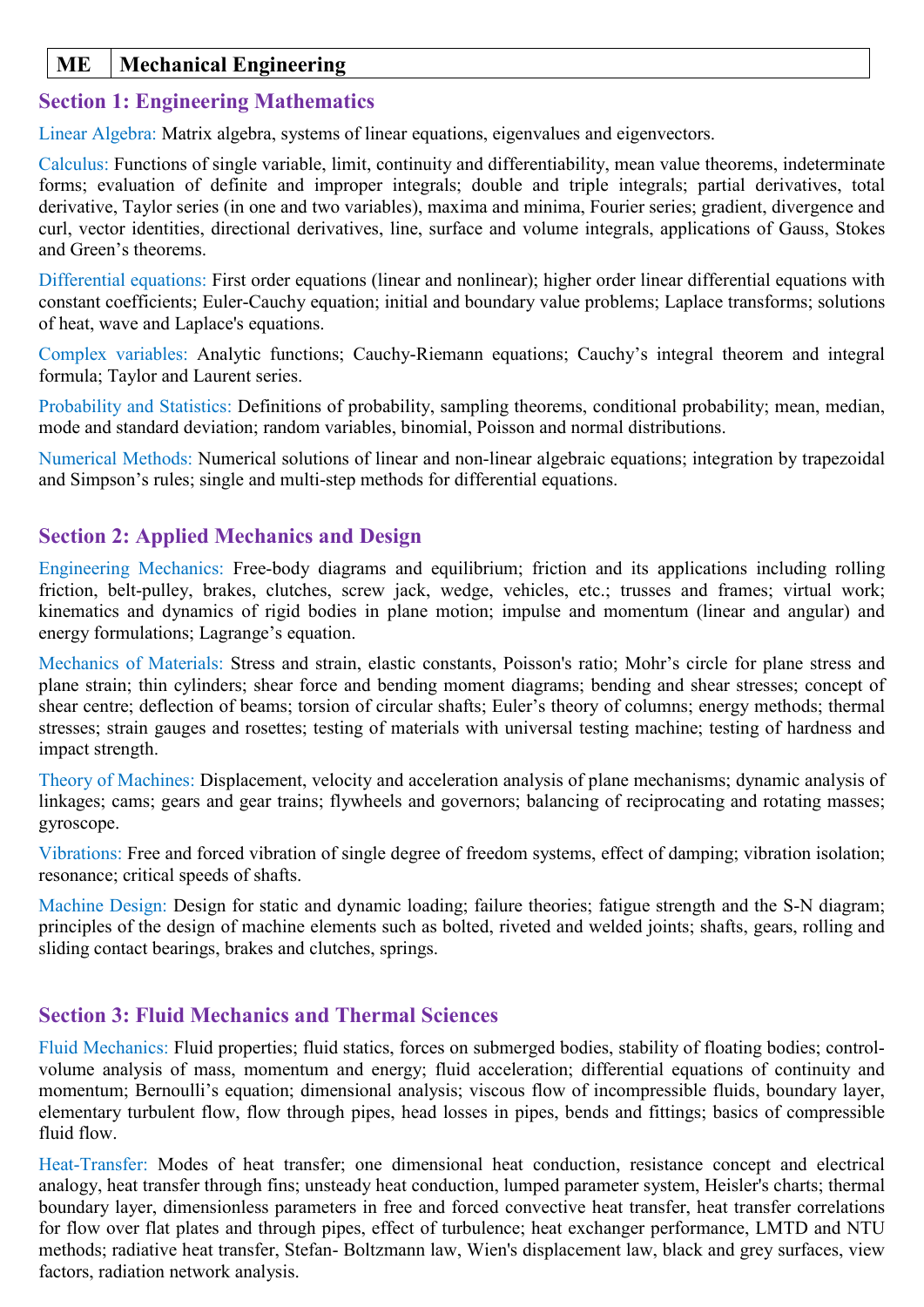| ME | Mechanical Engineering |
|---|---|

## Section 1: Engineering Mathematics

Linear Algebra: Matrix algebra, systems of linear equations, eigenvalues and eigenvectors.

Calculus: Functions of single variable, limit, continuity and differentiability, mean value theorems, indeterminate forms; evaluation of definite and improper integrals; double and triple integrals; partial derivatives, total derivative, Taylor series (in one and two variables), maxima and minima, Fourier series; gradient, divergence and curl, vector identities, directional derivatives, line, surface and volume integrals, applications of Gauss, Stokes and Green's theorems.

Differential equations: First order equations (linear and nonlinear); higher order linear differential equations with constant coefficients; Euler-Cauchy equation; initial and boundary value problems; Laplace transforms; solutions of heat, wave and Laplace's equations.

Complex variables: Analytic functions; Cauchy-Riemann equations; Cauchy's integral theorem and integral formula; Taylor and Laurent series.

Probability and Statistics: Definitions of probability, sampling theorems, conditional probability; mean, median, mode and standard deviation; random variables, binomial, Poisson and normal distributions.

Numerical Methods: Numerical solutions of linear and non-linear algebraic equations; integration by trapezoidal and Simpson's rules; single and multi-step methods for differential equations.

## Section 2: Applied Mechanics and Design

Engineering Mechanics: Free-body diagrams and equilibrium; friction and its applications including rolling friction, belt-pulley, brakes, clutches, screw jack, wedge, vehicles, etc.; trusses and frames; virtual work; kinematics and dynamics of rigid bodies in plane motion; impulse and momentum (linear and angular) and energy formulations; Lagrange's equation.

Mechanics of Materials: Stress and strain, elastic constants, Poisson's ratio; Mohr's circle for plane stress and plane strain; thin cylinders; shear force and bending moment diagrams; bending and shear stresses; concept of shear centre; deflection of beams; torsion of circular shafts; Euler's theory of columns; energy methods; thermal stresses; strain gauges and rosettes; testing of materials with universal testing machine; testing of hardness and impact strength.

Theory of Machines: Displacement, velocity and acceleration analysis of plane mechanisms; dynamic analysis of linkages; cams; gears and gear trains; flywheels and governors; balancing of reciprocating and rotating masses; gyroscope.

Vibrations: Free and forced vibration of single degree of freedom systems, effect of damping; vibration isolation; resonance; critical speeds of shafts.

Machine Design: Design for static and dynamic loading; failure theories; fatigue strength and the S-N diagram; principles of the design of machine elements such as bolted, riveted and welded joints; shafts, gears, rolling and sliding contact bearings, brakes and clutches, springs.

## Section 3: Fluid Mechanics and Thermal Sciences

Fluid Mechanics: Fluid properties; fluid statics, forces on submerged bodies, stability of floating bodies; control-volume analysis of mass, momentum and energy; fluid acceleration; differential equations of continuity and momentum; Bernoulli's equation; dimensional analysis; viscous flow of incompressible fluids, boundary layer, elementary turbulent flow, flow through pipes, head losses in pipes, bends and fittings; basics of compressible fluid flow.

Heat-Transfer: Modes of heat transfer; one dimensional heat conduction, resistance concept and electrical analogy, heat transfer through fins; unsteady heat conduction, lumped parameter system, Heisler's charts; thermal boundary layer, dimensionless parameters in free and forced convective heat transfer, heat transfer correlations for flow over flat plates and through pipes, effect of turbulence; heat exchanger performance, LMTD and NTU methods; radiative heat transfer, Stefan- Boltzmann law, Wien's displacement law, black and grey surfaces, view factors, radiation network analysis.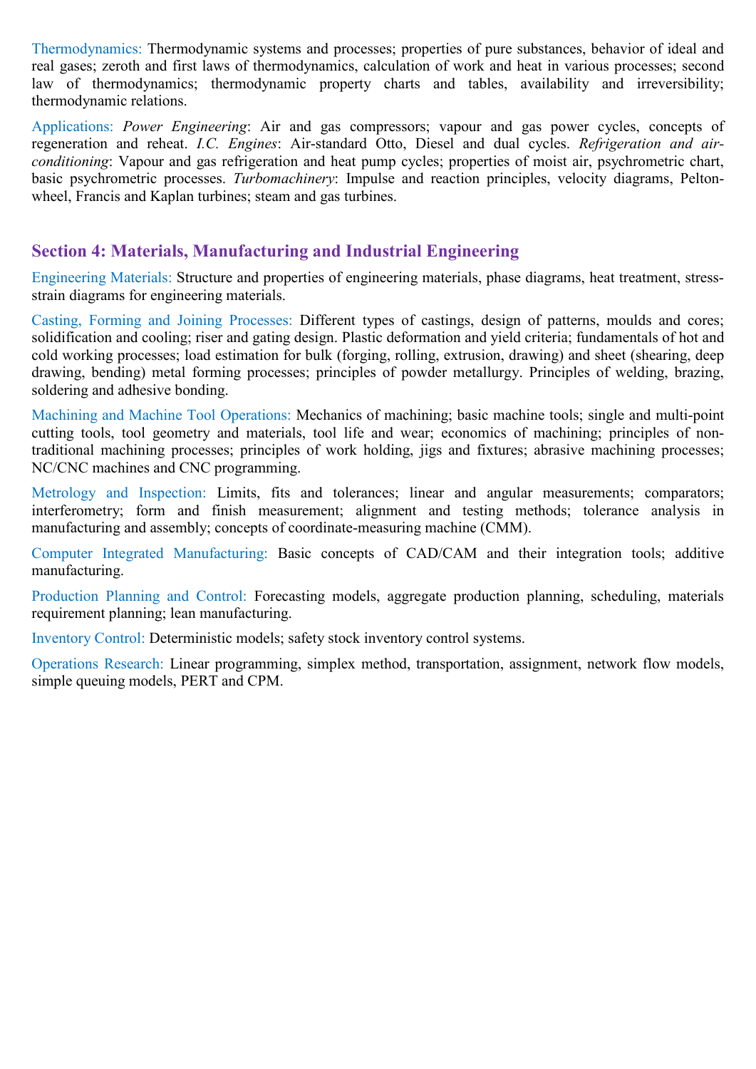Thermodynamics: Thermodynamic systems and processes; properties of pure substances, behavior of ideal and real gases; zeroth and first laws of thermodynamics, calculation of work and heat in various processes; second law of thermodynamics; thermodynamic property charts and tables, availability and irreversibility; thermodynamic relations.

Applications: *Power Engineering*: Air and gas compressors; vapour and gas power cycles, concepts of regeneration and reheat. *I.C. Engines*: Air-standard Otto, Diesel and dual cycles. *Refrigeration and air-conditioning*: Vapour and gas refrigeration and heat pump cycles; properties of moist air, psychrometric chart, basic psychrometric processes. *Turbomachinery*: Impulse and reaction principles, velocity diagrams, Pelton-wheel, Francis and Kaplan turbines; steam and gas turbines.

## Section 4: Materials, Manufacturing and Industrial Engineering

Engineering Materials: Structure and properties of engineering materials, phase diagrams, heat treatment, stress-strain diagrams for engineering materials.

Casting, Forming and Joining Processes: Different types of castings, design of patterns, moulds and cores; solidification and cooling; riser and gating design. Plastic deformation and yield criteria; fundamentals of hot and cold working processes; load estimation for bulk (forging, rolling, extrusion, drawing) and sheet (shearing, deep drawing, bending) metal forming processes; principles of powder metallurgy. Principles of welding, brazing, soldering and adhesive bonding.

Machining and Machine Tool Operations: Mechanics of machining; basic machine tools; single and multi-point cutting tools, tool geometry and materials, tool life and wear; economics of machining; principles of non-traditional machining processes; principles of work holding, jigs and fixtures; abrasive machining processes; NC/CNC machines and CNC programming.

Metrology and Inspection: Limits, fits and tolerances; linear and angular measurements; comparators; interferometry; form and finish measurement; alignment and testing methods; tolerance analysis in manufacturing and assembly; concepts of coordinate-measuring machine (CMM).

Computer Integrated Manufacturing: Basic concepts of CAD/CAM and their integration tools; additive manufacturing.

Production Planning and Control: Forecasting models, aggregate production planning, scheduling, materials requirement planning; lean manufacturing.

Inventory Control: Deterministic models; safety stock inventory control systems.

Operations Research: Linear programming, simplex method, transportation, assignment, network flow models, simple queuing models, PERT and CPM.